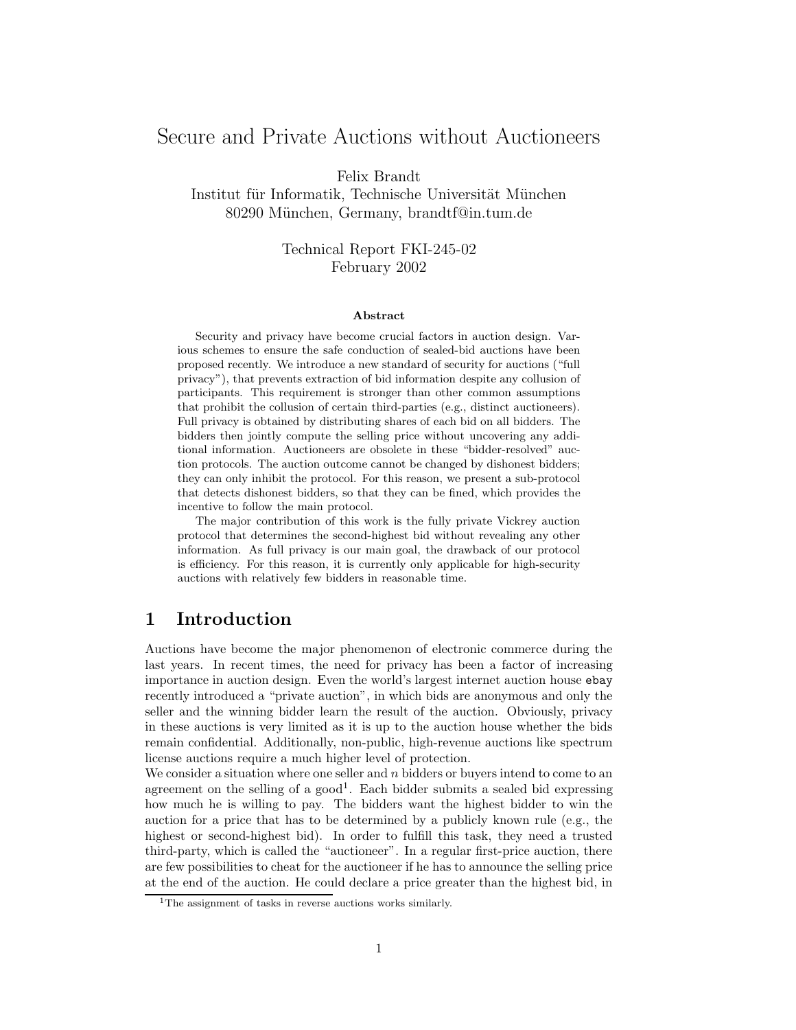// Secure and Private Auctions without Auctioneers

Felix Brandt
Institut für Informatik, Technische Universität München
80290 München, Germany, brandtf@in.tum.de

Technical Report FKI-245-02
February 2002

**Abstract**

Security and privacy have become crucial factors in auction design. Various schemes to ensure the safe conduction of sealed-bid auctions have been proposed recently. We introduce a new standard of security for auctions ("full privacy"), that prevents extraction of bid information despite any collusion of participants. This requirement is stronger than other common assumptions that prohibit the collusion of certain third-parties (e.g., distinct auctioneers). Full privacy is obtained by distributing shares of each bid on all bidders. The bidders then jointly compute the selling price without uncovering any additional information. Auctioneers are obsolete in these "bidder-resolved" auction protocols. The auction outcome cannot be changed by dishonest bidders; they can only inhibit the protocol. For this reason, we present a sub-protocol that detects dishonest bidders, so that they can be fined, which provides the incentive to follow the main protocol.

The major contribution of this work is the fully private Vickrey auction protocol that determines the second-highest bid without revealing any other information. As full privacy is our main goal, the drawback of our protocol is efficiency. For this reason, it is currently only applicable for high-security auctions with relatively few bidders in reasonable time.

## 1 Introduction

Auctions have become the major phenomenon of electronic commerce during the last years. In recent times, the need for privacy has been a factor of increasing importance in auction design. Even the world's largest internet auction house `ebay` recently introduced a "private auction", in which bids are anonymous and only the seller and the winning bidder learn the result of the auction. Obviously, privacy in these auctions is very limited as it is up to the auction house whether the bids remain confidential. Additionally, non-public, high-revenue auctions like spectrum license auctions require a much higher level of protection.
We consider a situation where one seller and $n$ bidders or buyers intend to come to an agreement on the selling of a good[1]. Each bidder submits a sealed bid expressing how much he is willing to pay. The bidders want the highest bidder to win the auction for a price that has to be determined by a publicly known rule (e.g., the highest or second-highest bid). In order to fulfill this task, they need a trusted third-party, which is called the "auctioneer". In a regular first-price auction, there are few possibilities to cheat for the auctioneer if he has to announce the selling price at the end of the auction. He could declare a price greater than the highest bid, in

[1] The assignment of tasks in reverse auctions works similarly.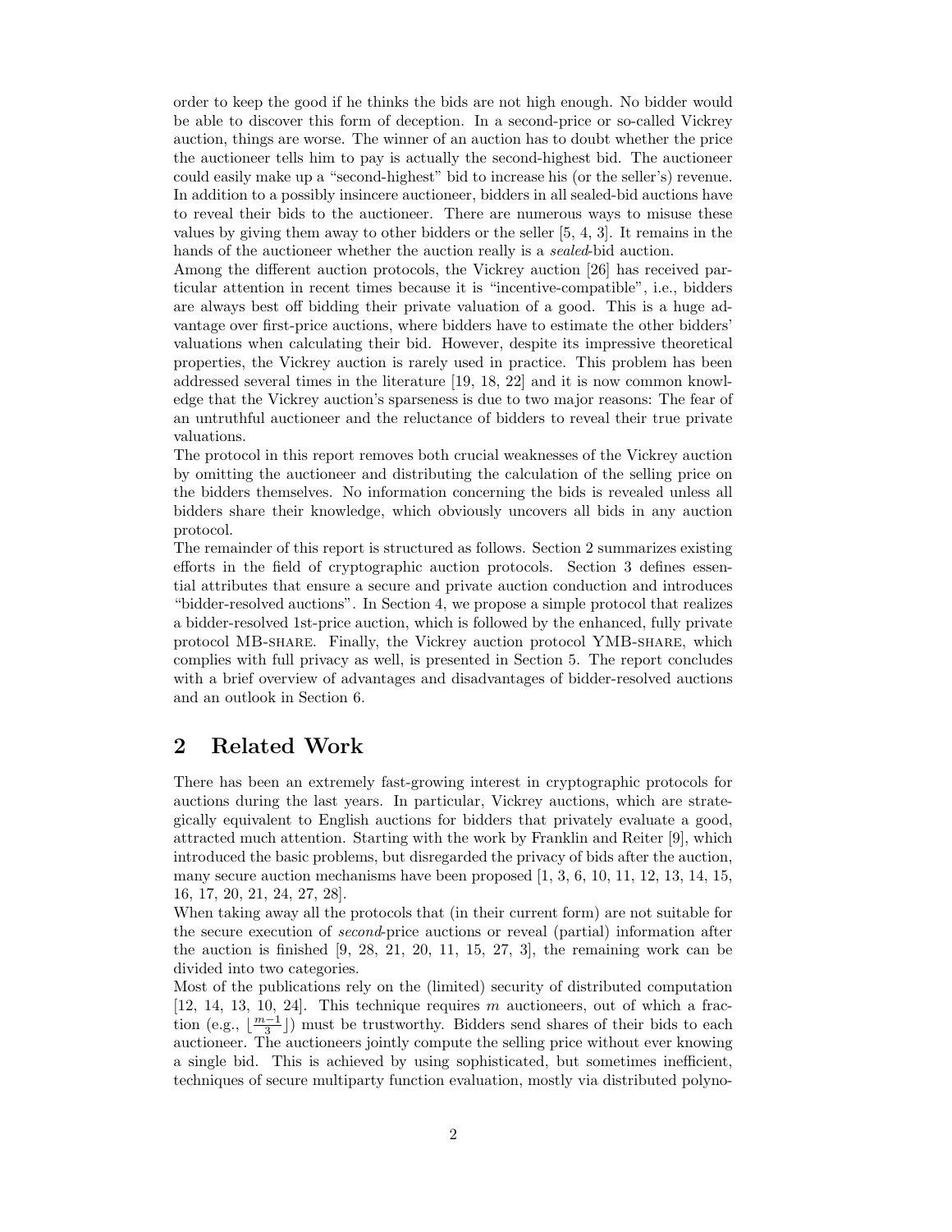order to keep the good if he thinks the bids are not high enough. No bidder would be able to discover this form of deception. In a second-price or so-called Vickrey auction, things are worse. The winner of an auction has to doubt whether the price the auctioneer tells him to pay is actually the second-highest bid. The auctioneer could easily make up a "second-highest" bid to increase his (or the seller's) revenue. In addition to a possibly insincere auctioneer, bidders in all sealed-bid auctions have to reveal their bids to the auctioneer. There are numerous ways to misuse these values by giving them away to other bidders or the seller [5, 4, 3]. It remains in the hands of the auctioneer whether the auction really is a *sealed*-bid auction.

Among the different auction protocols, the Vickrey auction [26] has received particular attention in recent times because it is "incentive-compatible", i.e., bidders are always best off bidding their private valuation of a good. This is a huge advantage over first-price auctions, where bidders have to estimate the other bidders' valuations when calculating their bid. However, despite its impressive theoretical properties, the Vickrey auction is rarely used in practice. This problem has been addressed several times in the literature [19, 18, 22] and it is now common knowledge that the Vickrey auction's sparseness is due to two major reasons: The fear of an untruthful auctioneer and the reluctance of bidders to reveal their true private valuations.

The protocol in this report removes both crucial weaknesses of the Vickrey auction by omitting the auctioneer and distributing the calculation of the selling price on the bidders themselves. No information concerning the bids is revealed unless all bidders share their knowledge, which obviously uncovers all bids in any auction protocol.

The remainder of this report is structured as follows. Section 2 summarizes existing efforts in the field of cryptographic auction protocols. Section 3 defines essential attributes that ensure a secure and private auction conduction and introduces "bidder-resolved auctions". In Section 4, we propose a simple protocol that realizes a bidder-resolved 1st-price auction, which is followed by the enhanced, fully private protocol MB-SHARE. Finally, the Vickrey auction protocol YMB-SHARE, which complies with full privacy as well, is presented in Section 5. The report concludes with a brief overview of advantages and disadvantages of bidder-resolved auctions and an outlook in Section 6.

## 2 Related Work

There has been an extremely fast-growing interest in cryptographic protocols for auctions during the last years. In particular, Vickrey auctions, which are strategically equivalent to English auctions for bidders that privately evaluate a good, attracted much attention. Starting with the work by Franklin and Reiter [9], which introduced the basic problems, but disregarded the privacy of bids after the auction, many secure auction mechanisms have been proposed [1, 3, 6, 10, 11, 12, 13, 14, 15, 16, 17, 20, 21, 24, 27, 28].

When taking away all the protocols that (in their current form) are not suitable for the secure execution of *second*-price auctions or reveal (partial) information after the auction is finished [9, 28, 21, 20, 11, 15, 27, 3], the remaining work can be divided into two categories.

Most of the publications rely on the (limited) security of distributed computation [12, 14, 13, 10, 24]. This technique requires $m$ auctioneers, out of which a fraction (e.g., $\lfloor \frac{m-1}{3} \rfloor$) must be trustworthy. Bidders send shares of their bids to each auctioneer. The auctioneers jointly compute the selling price without ever knowing a single bid. This is achieved by using sophisticated, but sometimes inefficient, techniques of secure multiparty function evaluation, mostly via distributed polyno-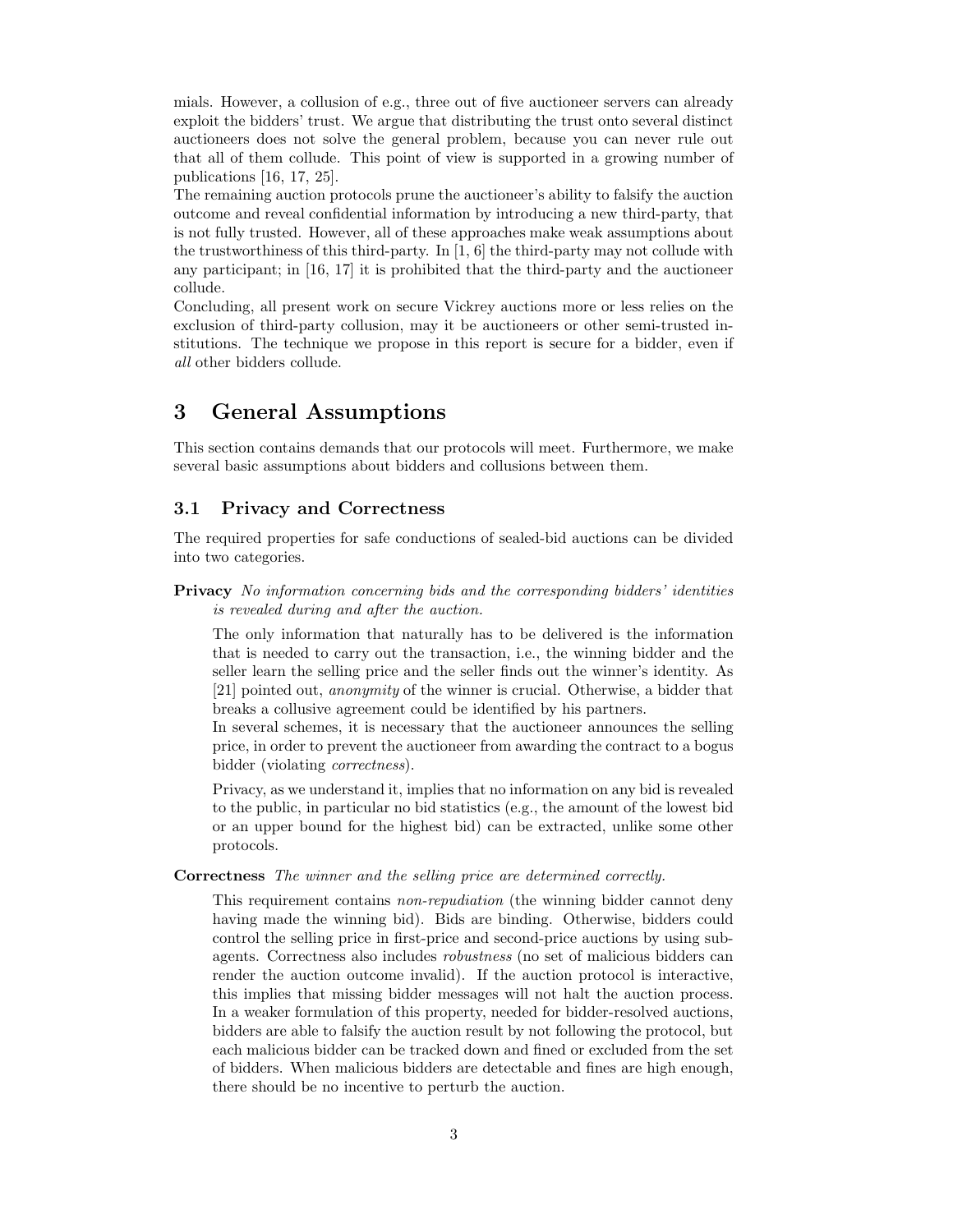mials. However, a collusion of e.g., three out of five auctioneer servers can already exploit the bidders' trust. We argue that distributing the trust onto several distinct auctioneers does not solve the general problem, because you can never rule out that all of them collude. This point of view is supported in a growing number of publications [16, 17, 25].

The remaining auction protocols prune the auctioneer's ability to falsify the auction outcome and reveal confidential information by introducing a new third-party, that is not fully trusted. However, all of these approaches make weak assumptions about the trustworthiness of this third-party. In [1, 6] the third-party may not collude with any participant; in [16, 17] it is prohibited that the third-party and the auctioneer collude.

Concluding, all present work on secure Vickrey auctions more or less relies on the exclusion of third-party collusion, may it be auctioneers or other semi-trusted institutions. The technique we propose in this report is secure for a bidder, even if *all* other bidders collude.

# 3 General Assumptions

This section contains demands that our protocols will meet. Furthermore, we make several basic assumptions about bidders and collusions between them.

## 3.1 Privacy and Correctness

The required properties for safe conductions of sealed-bid auctions can be divided into two categories.

**Privacy** *No information concerning bids and the corresponding bidders' identities is revealed during and after the auction.*

The only information that naturally has to be delivered is the information that is needed to carry out the transaction, i.e., the winning bidder and the seller learn the selling price and the seller finds out the winner's identity. As [21] pointed out, *anonymity* of the winner is crucial. Otherwise, a bidder that breaks a collusive agreement could be identified by his partners.

In several schemes, it is necessary that the auctioneer announces the selling price, in order to prevent the auctioneer from awarding the contract to a bogus bidder (violating *correctness*).

Privacy, as we understand it, implies that no information on any bid is revealed to the public, in particular no bid statistics (e.g., the amount of the lowest bid or an upper bound for the highest bid) can be extracted, unlike some other protocols.

**Correctness** *The winner and the selling price are determined correctly.*

This requirement contains *non-repudiation* (the winning bidder cannot deny having made the winning bid). Bids are binding. Otherwise, bidders could control the selling price in first-price and second-price auctions by using subagents. Correctness also includes *robustness* (no set of malicious bidders can render the auction outcome invalid). If the auction protocol is interactive, this implies that missing bidder messages will not halt the auction process. In a weaker formulation of this property, needed for bidder-resolved auctions, bidders are able to falsify the auction result by not following the protocol, but each malicious bidder can be tracked down and fined or excluded from the set of bidders. When malicious bidders are detectable and fines are high enough, there should be no incentive to perturb the auction.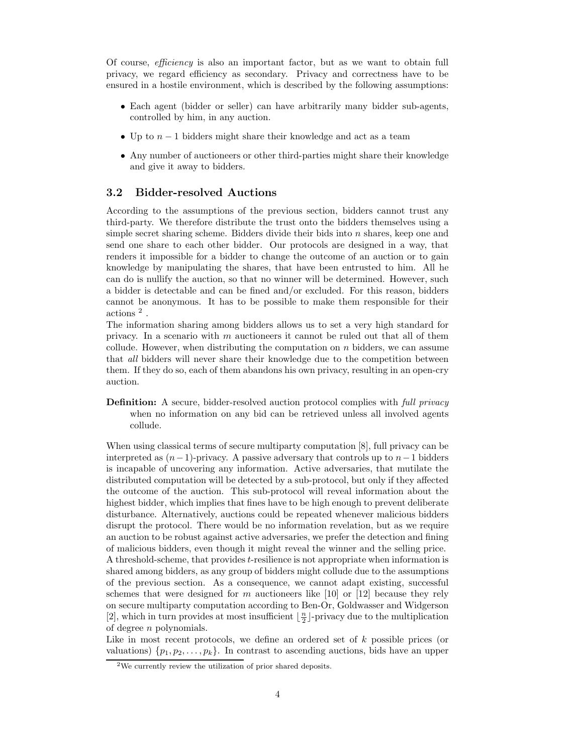Of course, *efficiency* is also an important factor, but as we want to obtain full privacy, we regard efficiency as secondary. Privacy and correctness have to be ensured in a hostile environment, which is described by the following assumptions:

- Each agent (bidder or seller) can have arbitrarily many bidder sub-agents, controlled by him, in any auction.
- Up to $n-1$ bidders might share their knowledge and act as a team
- Any number of auctioneers or other third-parties might share their knowledge and give it away to bidders.

### 3.2 Bidder-resolved Auctions

According to the assumptions of the previous section, bidders cannot trust any third-party. We therefore distribute the trust onto the bidders themselves using a simple secret sharing scheme. Bidders divide their bids into $n$ shares, keep one and send one share to each other bidder. Our protocols are designed in a way, that renders it impossible for a bidder to change the outcome of an auction or to gain knowledge by manipulating the shares, that have been entrusted to him. All he can do is nullify the auction, so that no winner will be determined. However, such a bidder is detectable and can be fined and/or excluded. For this reason, bidders cannot be anonymous. It has to be possible to make them responsible for their actions [2].

The information sharing among bidders allows us to set a very high standard for privacy. In a scenario with $m$ auctioneers it cannot be ruled out that all of them collude. However, when distributing the computation on $n$ bidders, we can assume that *all* bidders will never share their knowledge due to the competition between them. If they do so, each of them abandons his own privacy, resulting in an open-cry auction.

**Definition:** A secure, bidder-resolved auction protocol complies with *full privacy* when no information on any bid can be retrieved unless all involved agents collude.

When using classical terms of secure multiparty computation [8], full privacy can be interpreted as $(n-1)$-privacy. A passive adversary that controls up to $n-1$ bidders is incapable of uncovering any information. Active adversaries, that mutilate the distributed computation will be detected by a sub-protocol, but only if they affected the outcome of the auction. This sub-protocol will reveal information about the highest bidder, which implies that fines have to be high enough to prevent deliberate disturbance. Alternatively, auctions could be repeated whenever malicious bidders disrupt the protocol. There would be no information revelation, but as we require an auction to be robust against active adversaries, we prefer the detection and fining of malicious bidders, even though it might reveal the winner and the selling price.

A threshold-scheme, that provides $t$-resilience is not appropriate when information is shared among bidders, as any group of bidders might collude due to the assumptions of the previous section. As a consequence, we cannot adapt existing, successful schemes that were designed for $m$ auctioneers like [10] or [12] because they rely on secure multiparty computation according to Ben-Or, Goldwasser and Widgerson [2], which in turn provides at most insufficient $\lfloor \frac{n}{2} \rfloor$-privacy due to the multiplication of degree $n$ polynomials.

Like in most recent protocols, we define an ordered set of $k$ possible prices (or valuations) $\{p_1, p_2, \ldots, p_k\}$. In contrast to ascending auctions, bids have an upper

[2] We currently review the utilization of prior shared deposits.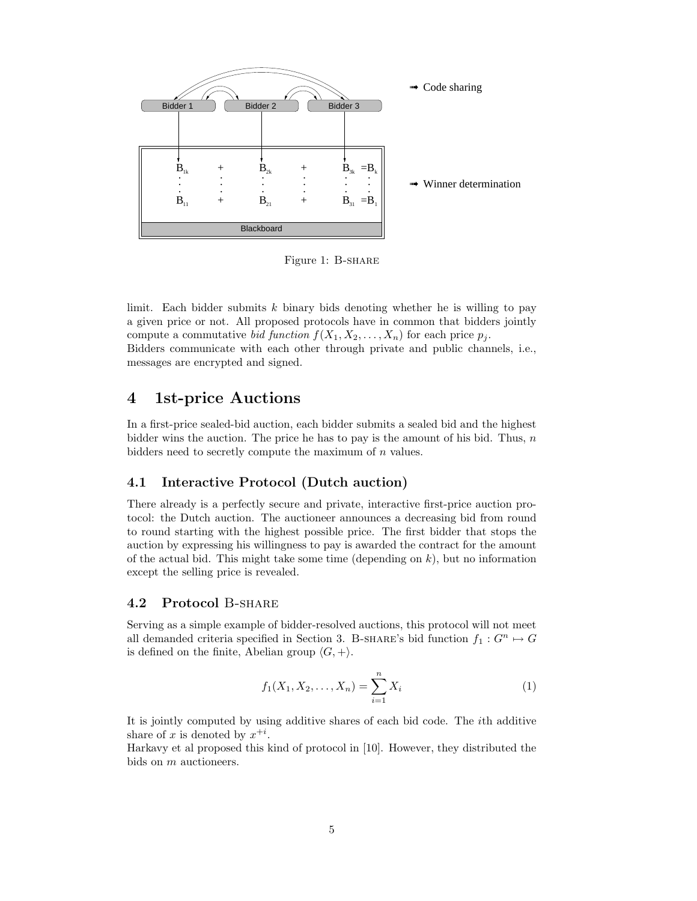Figure 1: B-SHARE

limit. Each bidder submits $k$ binary bids denoting whether he is willing to pay a given price or not. All proposed protocols have in common that bidders jointly compute a commutative *bid function* $f(X_1, X_2, \ldots, X_n)$ for each price $p_j$.
Bidders communicate with each other through private and public channels, i.e., messages are encrypted and signed.

# 4 1st-price Auctions

In a first-price sealed-bid auction, each bidder submits a sealed bid and the highest bidder wins the auction. The price he has to pay is the amount of his bid. Thus, $n$ bidders need to secretly compute the maximum of $n$ values.

## 4.1 Interactive Protocol (Dutch auction)

There already is a perfectly secure and private, interactive first-price auction protocol: the Dutch auction. The auctioneer announces a decreasing bid from round to round starting with the highest possible price. The first bidder that stops the auction by expressing his willingness to pay is awarded the contract for the amount of the actual bid. This might take some time (depending on $k$), but no information except the selling price is revealed.

## 4.2 Protocol B-SHARE

Serving as a simple example of bidder-resolved auctions, this protocol will not meet all demanded criteria specified in Section 3. B-SHARE's bid function $f_1 : G^n \mapsto G$ is defined on the finite, Abelian group $\langle G, + \rangle$.

$$f_1(X_1, X_2, \ldots, X_n) = \sum_{i=1}^{n} X_i \tag{1}$$

It is jointly computed by using additive shares of each bid code. The $i$th additive share of $x$ is denoted by $x^{+i}$.
Harkavy et al proposed this kind of protocol in [10]. However, they distributed the bids on $m$ auctioneers.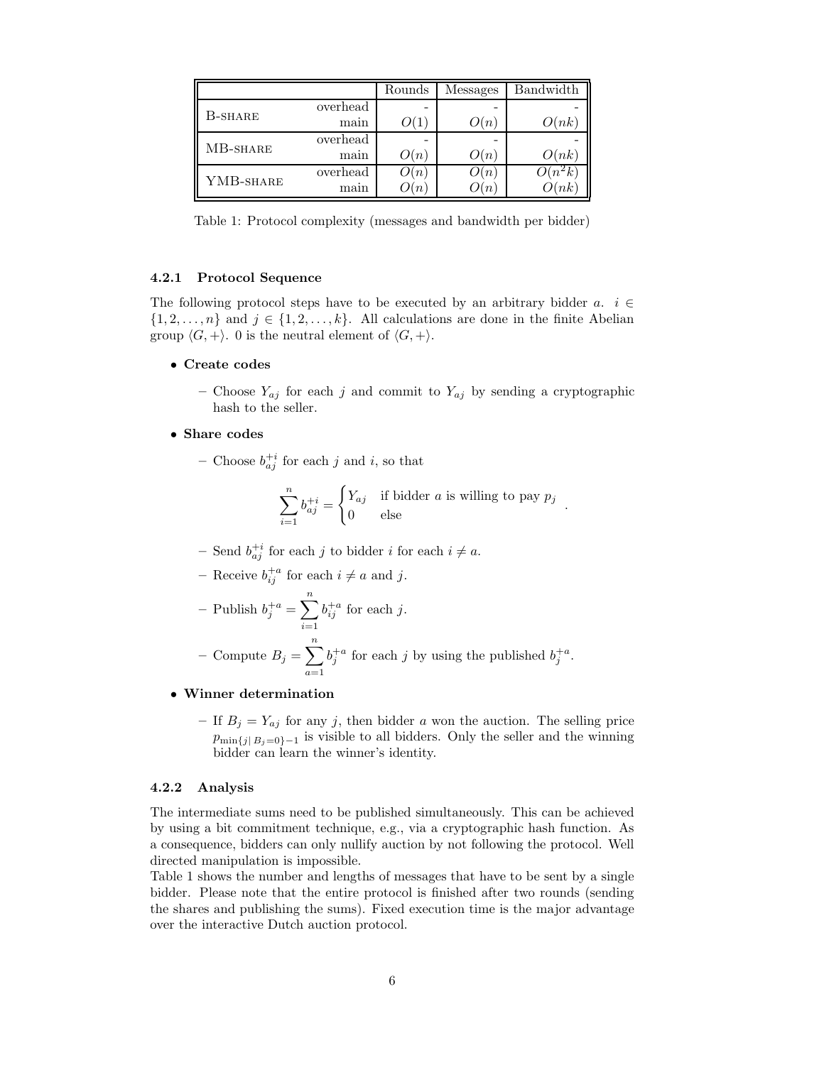| | | Rounds | Messages | Bandwidth |
|---|---|---|---|---|
| B-SHARE | overhead | - | - | - |
| | main | $O(1)$ | $O(n)$ | $O(nk)$ |
| MB-SHARE | overhead | - | - | - |
| | main | $O(n)$ | $O(n)$ | $O(nk)$ |
| YMB-SHARE | overhead | $O(n)$ | $O(n)$ | $O(n^2k)$ |
| | main | $O(n)$ | $O(n)$ | $O(nk)$ |

Table 1: Protocol complexity (messages and bandwidth per bidder)

#### 4.2.1 Protocol Sequence

The following protocol steps have to be executed by an arbitrary bidder $a$. $i \in \{1, 2, \ldots, n\}$ and $j \in \{1, 2, \ldots, k\}$. All calculations are done in the finite Abelian group $\langle G, + \rangle$. 0 is the neutral element of $\langle G, + \rangle$.

- **Create codes**
  - Choose $Y_{aj}$ for each $j$ and commit to $Y_{aj}$ by sending a cryptographic hash to the seller.
- **Share codes**
  - Choose $b_{aj}^{+i}$ for each $j$ and $i$, so that

$$\sum_{i=1}^{n} b_{aj}^{+i} = \begin{cases} Y_{aj} & \text{if bidder } a \text{ is willing to pay } p_j \\ 0 & \text{else} \end{cases} .$$

  - Send $b_{aj}^{+i}$ for each $j$ to bidder $i$ for each $i \neq a$.
  - Receive $b_{ij}^{+a}$ for each $i \neq a$ and $j$.
  - Publish $b_j^{+a} = \sum_{i=1}^{n} b_{ij}^{+a}$ for each $j$.
  - Compute $B_j = \sum_{a=1}^{n} b_j^{+a}$ for each $j$ by using the published $b_j^{+a}$.
- **Winner determination**
  - If $B_j = Y_{aj}$ for any $j$, then bidder $a$ won the auction. The selling price $p_{\min\{j \mid B_j = 0\}-1}$ is visible to all bidders. Only the seller and the winning bidder can learn the winner's identity.

#### 4.2.2 Analysis

The intermediate sums need to be published simultaneously. This can be achieved by using a bit commitment technique, e.g., via a cryptographic hash function. As a consequence, bidders can only nullify auction by not following the protocol. Well directed manipulation is impossible.

Table 1 shows the number and lengths of messages that have to be sent by a single bidder. Please note that the entire protocol is finished after two rounds (sending the shares and publishing the sums). Fixed execution time is the major advantage over the interactive Dutch auction protocol.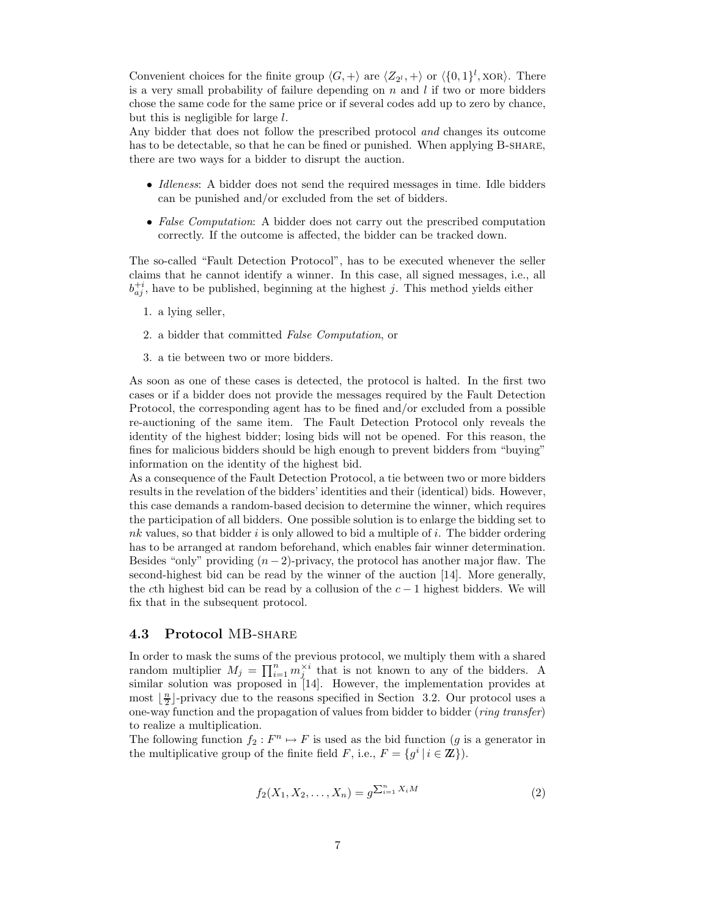Convenient choices for the finite group $\langle G, + \rangle$ are $\langle Z_{2^l}, + \rangle$ or $\langle \{0,1\}^l, \text{XOR} \rangle$. There is a very small probability of failure depending on $n$ and $l$ if two or more bidders chose the same code for the same price or if several codes add up to zero by chance, but this is negligible for large $l$.
Any bidder that does not follow the prescribed protocol *and* changes its outcome has to be detectable, so that he can be fined or punished. When applying B-SHARE, there are two ways for a bidder to disrupt the auction.

- *Idleness*: A bidder does not send the required messages in time. Idle bidders can be punished and/or excluded from the set of bidders.
- *False Computation*: A bidder does not carry out the prescribed computation correctly. If the outcome is affected, the bidder can be tracked down.

The so-called "Fault Detection Protocol", has to be executed whenever the seller claims that he cannot identify a winner. In this case, all signed messages, i.e., all $b_{aj}^{+i}$, have to be published, beginning at the highest $j$. This method yields either

1. a lying seller,
2. a bidder that committed *False Computation*, or
3. a tie between two or more bidders.

As soon as one of these cases is detected, the protocol is halted. In the first two cases or if a bidder does not provide the messages required by the Fault Detection Protocol, the corresponding agent has to be fined and/or excluded from a possible re-auctioning of the same item. The Fault Detection Protocol only reveals the identity of the highest bidder; losing bids will not be opened. For this reason, the fines for malicious bidders should be high enough to prevent bidders from "buying" information on the identity of the highest bid.
As a consequence of the Fault Detection Protocol, a tie between two or more bidders results in the revelation of the bidders' identities and their (identical) bids. However, this case demands a random-based decision to determine the winner, which requires the participation of all bidders. One possible solution is to enlarge the bidding set to $nk$ values, so that bidder $i$ is only allowed to bid a multiple of $i$. The bidder ordering has to be arranged at random beforehand, which enables fair winner determination.
Besides "only" providing $(n-2)$-privacy, the protocol has another major flaw. The second-highest bid can be read by the winner of the auction [14]. More generally, the $c$th highest bid can be read by a collusion of the $c-1$ highest bidders. We will fix that in the subsequent protocol.

### 4.3 Protocol MB-SHARE

In order to mask the sums of the previous protocol, we multiply them with a shared random multiplier $M_j = \prod_{i=1}^{n} m_j^{\times i}$ that is not known to any of the bidders. A similar solution was proposed in [14]. However, the implementation provides at most $\lfloor \frac{n}{2} \rfloor$-privacy due to the reasons specified in Section 3.2. Our protocol uses a one-way function and the propagation of values from bidder to bidder (*ring transfer*) to realize a multiplication.
The following function $f_2 : F^n \mapsto F$ is used as the bid function ($g$ is a generator in the multiplicative group of the finite field $F$, i.e., $F = \{g^i \mid i \in \mathbb{Z}\}$).

$$f_2(X_1, X_2, \ldots, X_n) = g^{\sum_{i=1}^{n} X_i M} \tag{2}$$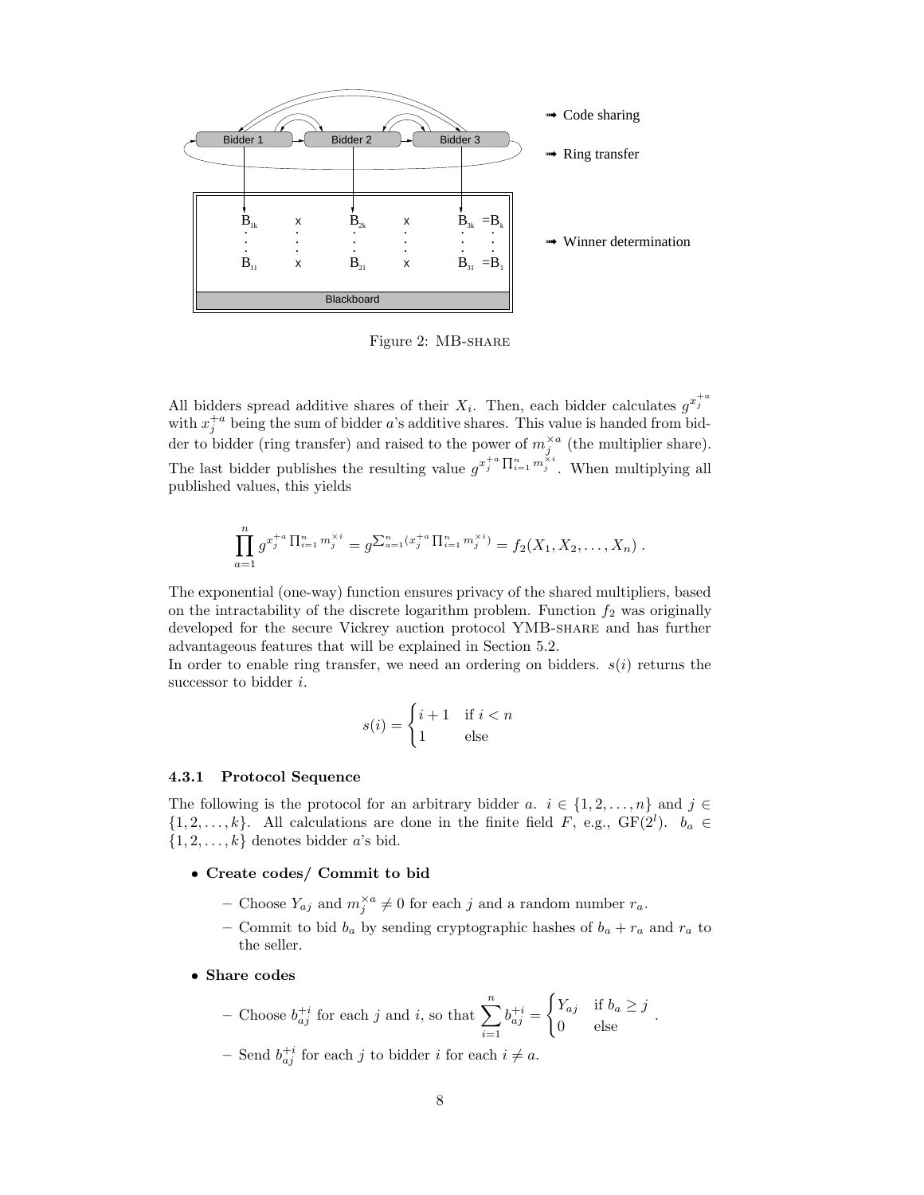Figure 2: MB-SHARE

All bidders spread additive shares of their $X_i$. Then, each bidder calculates $g^{x_j^{+a}}$ with $x_j^{+a}$ being the sum of bidder $a$'s additive shares. This value is handed from bidder to bidder (ring transfer) and raised to the power of $m_j^{\times a}$ (the multiplier share). The last bidder publishes the resulting value $g^{x_j^{+a} \prod_{i=1}^{n} m_j^{\times i}}$. When multiplying all published values, this yields

$$\prod_{a=1}^{n} g^{x_j^{+a} \prod_{i=1}^{n} m_j^{\times i}} = g^{\sum_{a=1}^{n} (x_j^{+a} \prod_{i=1}^{n} m_j^{\times i})} = f_2(X_1, X_2, \ldots, X_n) \ .$$

The exponential (one-way) function ensures privacy of the shared multipliers, based on the intractability of the discrete logarithm problem. Function $f_2$ was originally developed for the secure Vickrey auction protocol YMB-SHARE and has further advantageous features that will be explained in Section 5.2.
In order to enable ring transfer, we need an ordering on bidders. $s(i)$ returns the successor to bidder $i$.

$$s(i) = \begin{cases} i+1 & \text{if } i < n \\ 1 & \text{else} \end{cases}$$

#### 4.3.1 Protocol Sequence

The following is the protocol for an arbitrary bidder $a$. $i \in \{1, 2, \ldots, n\}$ and $j \in \{1, 2, \ldots, k\}$. All calculations are done in the finite field $F$, e.g., GF$(2^l)$. $b_a \in \{1, 2, \ldots, k\}$ denotes bidder $a$'s bid.

- **Create codes/ Commit to bid**
  - Choose $Y_{aj}$ and $m_j^{\times a} \neq 0$ for each $j$ and a random number $r_a$.
  - Commit to bid $b_a$ by sending cryptographic hashes of $b_a + r_a$ and $r_a$ to the seller.
- **Share codes**
  - Choose $b_{aj}^{+i}$ for each $j$ and $i$, so that $\sum_{i=1}^{n} b_{aj}^{+i} = \begin{cases} Y_{aj} & \text{if } b_a \geq j \\ 0 & \text{else} \end{cases}$.
  - Send $b_{aj}^{+i}$ for each $j$ to bidder $i$ for each $i \neq a$.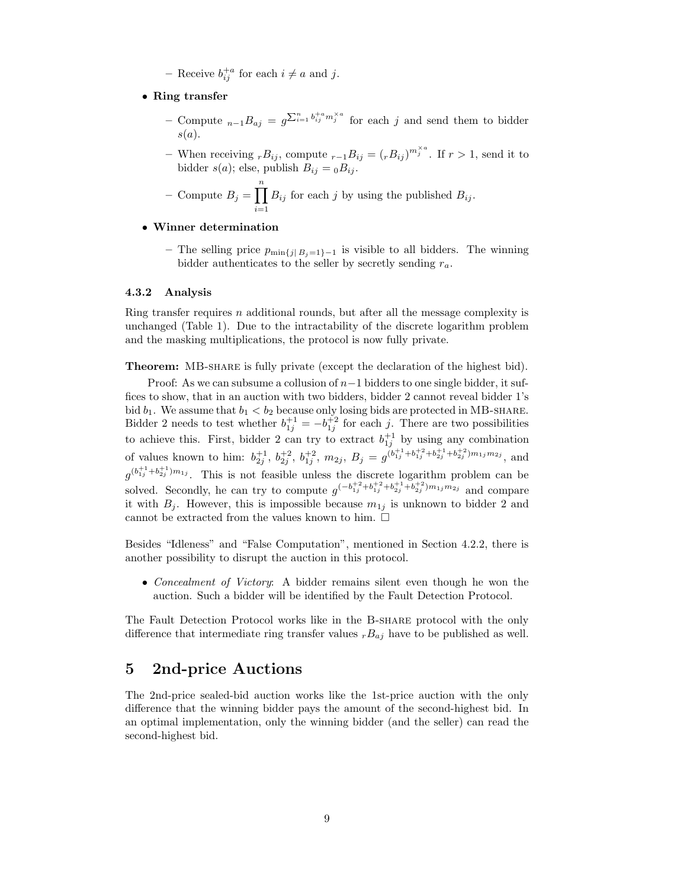- Receive $b_{ij}^{+a}$ for each $i \neq a$ and $j$.

- **Ring transfer**
  - Compute ${}_{n-1}B_{aj} = g^{\sum_{i=1}^{n} b_{ij}^{+a} m_j^{\times a}}$ for each $j$ and send them to bidder $s(a)$.
  - When receiving ${}_{r}B_{ij}$, compute ${}_{r-1}B_{ij} = ({}_{r}B_{ij})^{m_j^{\times a}}$. If $r > 1$, send it to bidder $s(a)$; else, publish $B_{ij} = {}_{0}B_{ij}$.
  - Compute $B_j = \prod_{i=1}^{n} B_{ij}$ for each $j$ by using the published $B_{ij}$.

- **Winner determination**
  - The selling price $p_{\min\{j|\, B_j=1\}-1}$ is visible to all bidders. The winning bidder authenticates to the seller by secretly sending $r_a$.

#### 4.3.2 Analysis

Ring transfer requires $n$ additional rounds, but after all the message complexity is unchanged (Table 1). Due to the intractability of the discrete logarithm problem and the masking multiplications, the protocol is now fully private.

**Theorem:** MB-SHARE is fully private (except the declaration of the highest bid).

Proof: As we can subsume a collusion of $n-1$ bidders to one single bidder, it suffices to show, that in an auction with two bidders, bidder 2 cannot reveal bidder 1's bid $b_1$. We assume that $b_1 < b_2$ because only losing bids are protected in MB-SHARE. Bidder 2 needs to test whether $b_{1j}^{+1} = -b_{1j}^{+2}$ for each $j$. There are two possibilities to achieve this. First, bidder 2 can try to extract $b_{1j}^{+1}$ by using any combination of values known to him: $b_{2j}^{+1}$, $b_{2j}^{+2}$, $b_{1j}^{+2}$, $m_{2j}$, $B_j = g^{(b_{1j}^{+1}+b_{1j}^{+2}+b_{2j}^{+1}+b_{2j}^{+2})m_{1j}m_{2j}}$, and $g^{(b_{1j}^{+1}+b_{2j}^{+1})m_{1j}}$. This is not feasible unless the discrete logarithm problem can be solved. Secondly, he can try to compute $g^{(-b_{1j}^{+2}+b_{1j}^{+2}+b_{2j}^{+1}+b_{2j}^{+2})m_{1j}m_{2j}}$ and compare it with $B_j$. However, this is impossible because $m_{1j}$ is unknown to bidder 2 and cannot be extracted from the values known to him. □

Besides "Idleness" and "False Computation", mentioned in Section 4.2.2, there is another possibility to disrupt the auction in this protocol.

- *Concealment of Victory*: A bidder remains silent even though he won the auction. Such a bidder will be identified by the Fault Detection Protocol.

The Fault Detection Protocol works like in the B-SHARE protocol with the only difference that intermediate ring transfer values ${}_{r}B_{aj}$ have to be published as well.

## 5 2nd-price Auctions

The 2nd-price sealed-bid auction works like the 1st-price auction with the only difference that the winning bidder pays the amount of the second-highest bid. In an optimal implementation, only the winning bidder (and the seller) can read the second-highest bid.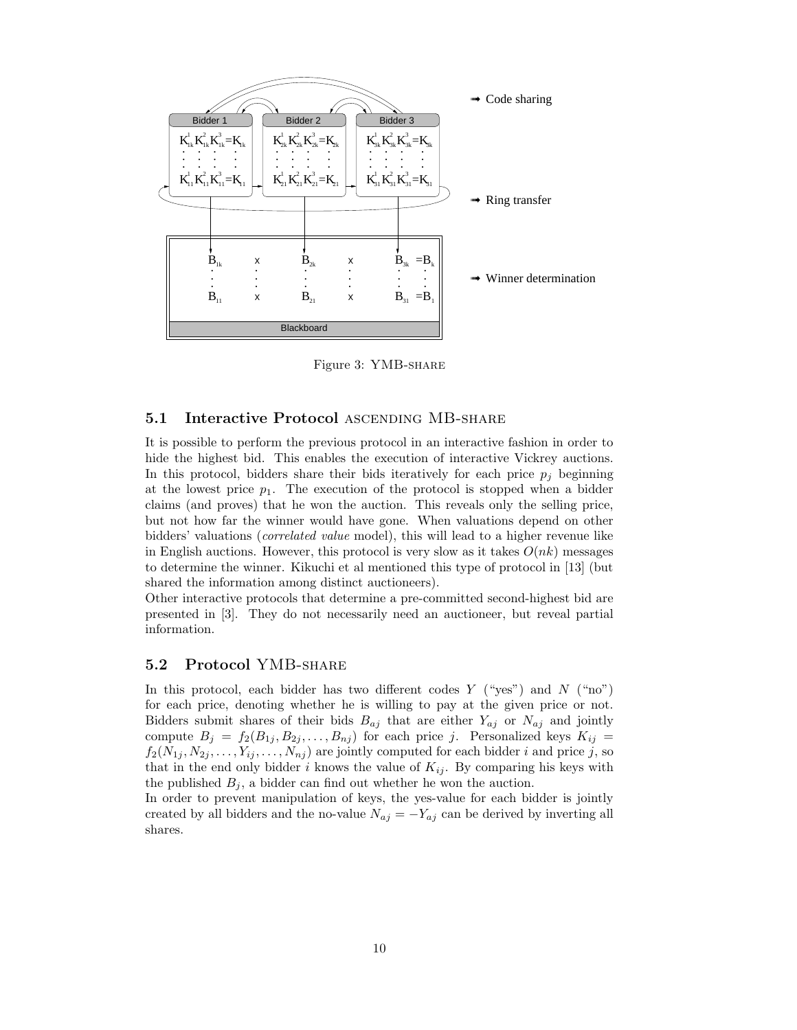Figure 3: YMB-share

### 5.1 Interactive Protocol ascending MB-share

It is possible to perform the previous protocol in an interactive fashion in order to hide the highest bid. This enables the execution of interactive Vickrey auctions. In this protocol, bidders share their bids iteratively for each price $p_j$ beginning at the lowest price $p_1$. The execution of the protocol is stopped when a bidder claims (and proves) that he won the auction. This reveals only the selling price, but not how far the winner would have gone. When valuations depend on other bidders' valuations (*correlated value* model), this will lead to a higher revenue like in English auctions. However, this protocol is very slow as it takes $O(nk)$ messages to determine the winner. Kikuchi et al mentioned this type of protocol in [13] (but shared the information among distinct auctioneers).

Other interactive protocols that determine a pre-committed second-highest bid are presented in [3]. They do not necessarily need an auctioneer, but reveal partial information.

### 5.2 Protocol YMB-share

In this protocol, each bidder has two different codes $Y$ ("yes") and $N$ ("no") for each price, denoting whether he is willing to pay at the given price or not. Bidders submit shares of their bids $B_{aj}$ that are either $Y_{aj}$ or $N_{aj}$ and jointly compute $B_j = f_2(B_{1j}, B_{2j}, \ldots, B_{nj})$ for each price $j$. Personalized keys $K_{ij} = f_2(N_{1j}, N_{2j}, \ldots, Y_{ij}, \ldots, N_{nj})$ are jointly computed for each bidder $i$ and price $j$, so that in the end only bidder $i$ knows the value of $K_{ij}$. By comparing his keys with the published $B_j$, a bidder can find out whether he won the auction.

In order to prevent manipulation of keys, the yes-value for each bidder is jointly created by all bidders and the no-value $N_{aj} = -Y_{aj}$ can be derived by inverting all shares.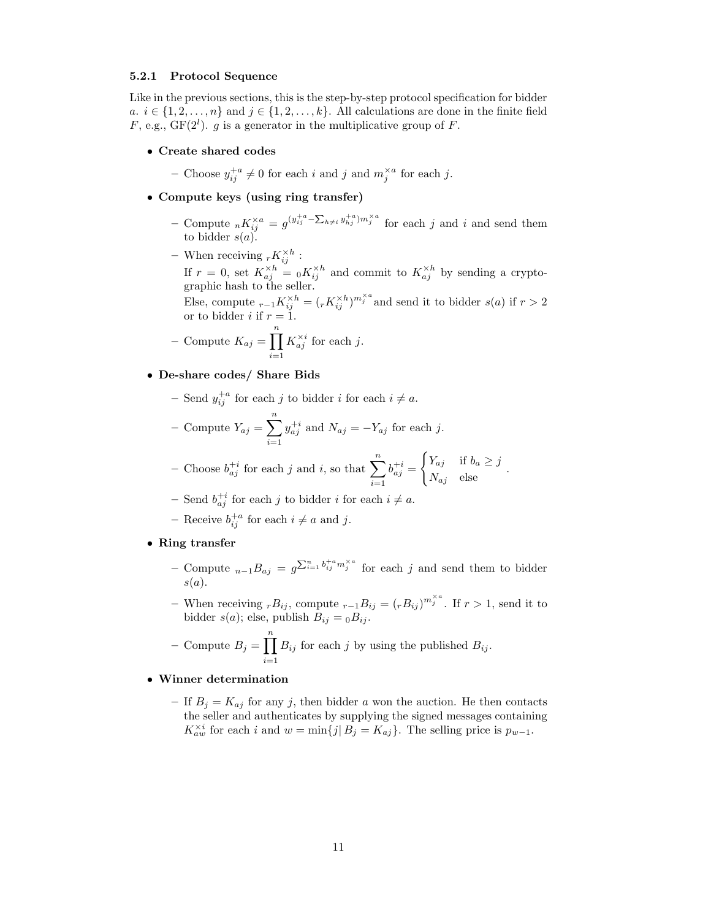#### 5.2.1 Protocol Sequence

Like in the previous sections, this is the step-by-step protocol specification for bidder $a$. $i \in \{1, 2, \ldots, n\}$ and $j \in \{1, 2, \ldots, k\}$. All calculations are done in the finite field $F$, e.g., GF($2^l$). $g$ is a generator in the multiplicative group of $F$.

- **Create shared codes**
  - Choose $y_{ij}^{+a} \neq 0$ for each $i$ and $j$ and $m_j^{\times a}$ for each $j$.
- **Compute keys (using ring transfer)**
  - Compute ${}_nK_{ij}^{\times a} = g^{(y_{ij}^{+a} - \sum_{h \neq i} y_{hj}^{+a}) m_j^{\times a}}$ for each $j$ and $i$ and send them to bidder $s(a)$.
  - When receiving ${}_rK_{ij}^{\times h}$ :
    If $r = 0$, set $K_{aj}^{\times h} = {}_0K_{ij}^{\times h}$ and commit to $K_{aj}^{\times h}$ by sending a cryptographic hash to the seller.
    Else, compute ${}_{r-1}K_{ij}^{\times h} = ({}_rK_{ij}^{\times h})^{m_j^{\times a}}$ and send it to bidder $s(a)$ if $r > 2$ or to bidder $i$ if $r = 1$.
  - Compute $K_{aj} = \prod_{i=1}^{n} K_{aj}^{\times i}$ for each $j$.
- **De-share codes/ Share Bids**
  - Send $y_{ij}^{+a}$ for each $j$ to bidder $i$ for each $i \neq a$.
  - Compute $Y_{aj} = \sum_{i=1}^{n} y_{aj}^{+i}$ and $N_{aj} = -Y_{aj}$ for each $j$.
  - Choose $b_{aj}^{+i}$ for each $j$ and $i$, so that $\sum_{i=1}^{n} b_{aj}^{+i} = \begin{cases} Y_{aj} & \text{if } b_a \geq j \\ N_{aj} & \text{else} \end{cases}$.
  - Send $b_{aj}^{+i}$ for each $j$ to bidder $i$ for each $i \neq a$.
  - Receive $b_{ij}^{+a}$ for each $i \neq a$ and $j$.
- **Ring transfer**
  - Compute ${}_{n-1}B_{aj} = g^{\sum_{i=1}^{n} b_{ij}^{+a} m_j^{\times a}}$ for each $j$ and send them to bidder $s(a)$.
  - When receiving ${}_rB_{ij}$, compute ${}_{r-1}B_{ij} = ({}_rB_{ij})^{m_j^{\times a}}$. If $r > 1$, send it to bidder $s(a)$; else, publish $B_{ij} = {}_0B_{ij}$.
  - Compute $B_j = \prod_{i=1}^{n} B_{ij}$ for each $j$ by using the published $B_{ij}$.
- **Winner determination**
  - If $B_j = K_{aj}$ for any $j$, then bidder $a$ won the auction. He then contacts the seller and authenticates by supplying the signed messages containing $K_{aw}^{\times i}$ for each $i$ and $w = \min\{j | B_j = K_{aj}\}$. The selling price is $p_{w-1}$.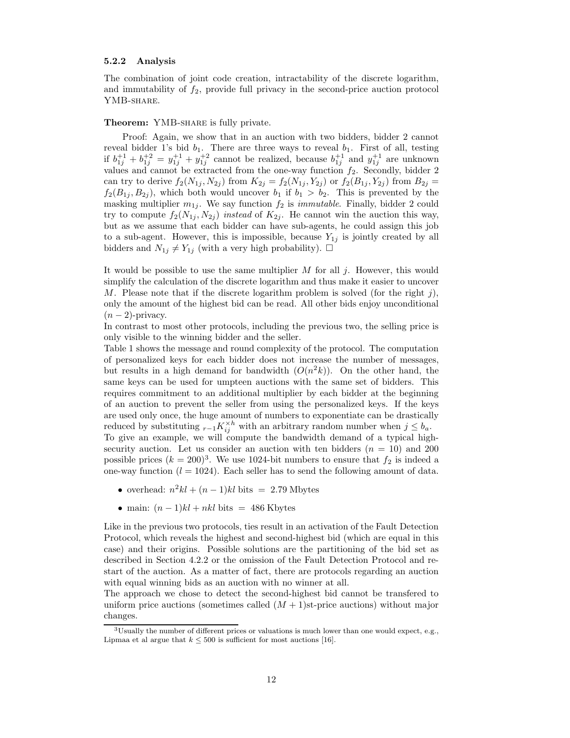### 5.2.2 Analysis

The combination of joint code creation, intractability of the discrete logarithm, and immutability of $f_2$, provide full privacy in the second-price auction protocol YMB-SHARE.

**Theorem:** YMB-SHARE is fully private.

Proof: Again, we show that in an auction with two bidders, bidder 2 cannot reveal bidder 1's bid $b_1$. There are three ways to reveal $b_1$. First of all, testing if $b_{1j}^{+1} + b_{1j}^{+2} = y_{1j}^{+1} + y_{1j}^{+2}$ cannot be realized, because $b_{1j}^{+1}$ and $y_{1j}^{+1}$ are unknown values and cannot be extracted from the one-way function $f_2$. Secondly, bidder 2 can try to derive $f_2(N_{1j}, N_{2j})$ from $K_{2j} = f_2(N_{1j}, Y_{2j})$ or $f_2(B_{1j}, Y_{2j})$ from $B_{2j} = f_2(B_{1j}, B_{2j})$, which both would uncover $b_1$ if $b_1 > b_2$. This is prevented by the masking multiplier $m_{1j}$. We say function $f_2$ is *immutable*. Finally, bidder 2 could try to compute $f_2(N_{1j}, N_{2j})$ *instead* of $K_{2j}$. He cannot win the auction this way, but as we assume that each bidder can have sub-agents, he could assign this job to a sub-agent. However, this is impossible, because $Y_{1j}$ is jointly created by all bidders and $N_{1j} \neq Y_{1j}$ (with a very high probability). □

It would be possible to use the same multiplier $M$ for all $j$. However, this would simplify the calculation of the discrete logarithm and thus make it easier to uncover $M$. Please note that if the discrete logarithm problem is solved (for the right $j$), only the amount of the highest bid can be read. All other bids enjoy unconditional $(n-2)$-privacy.

In contrast to most other protocols, including the previous two, the selling price is only visible to the winning bidder and the seller.

Table 1 shows the message and round complexity of the protocol. The computation of personalized keys for each bidder does not increase the number of messages, but results in a high demand for bandwidth ($O(n^2k)$). On the other hand, the same keys can be used for umpteen auctions with the same set of bidders. This requires commitment to an additional multiplier by each bidder at the beginning of an auction to prevent the seller from using the personalized keys. If the keys are used only once, the huge amount of numbers to exponentiate can be drastically reduced by substituting ${}_{r-1}K_{ij}^{\times h}$ with an arbitrary random number when $j \leq b_a$.

To give an example, we will compute the bandwidth demand of a typical high-security auction. Let us consider an auction with ten bidders ($n = 10$) and 200 possible prices ($k = 200$)[3]. We use 1024-bit numbers to ensure that $f_2$ is indeed a one-way function ($l = 1024$). Each seller has to send the following amount of data.

- overhead: $n^2kl + (n-1)kl$ bits $= 2.79$ Mbytes
- main: $(n-1)kl + nkl$ bits $= 486$ Kbytes

Like in the previous two protocols, ties result in an activation of the Fault Detection Protocol, which reveals the highest and second-highest bid (which are equal in this case) and their origins. Possible solutions are the partitioning of the bid set as described in Section 4.2.2 or the omission of the Fault Detection Protocol and restart of the auction. As a matter of fact, there are protocols regarding an auction with equal winning bids as an auction with no winner at all.

The approach we chose to detect the second-highest bid cannot be transfered to uniform price auctions (sometimes called $(M+1)$st-price auctions) without major changes.

[3]Usually the number of different prices or valuations is much lower than one would expect, e.g., Lipmaa et al argue that $k \leq 500$ is sufficient for most auctions [16].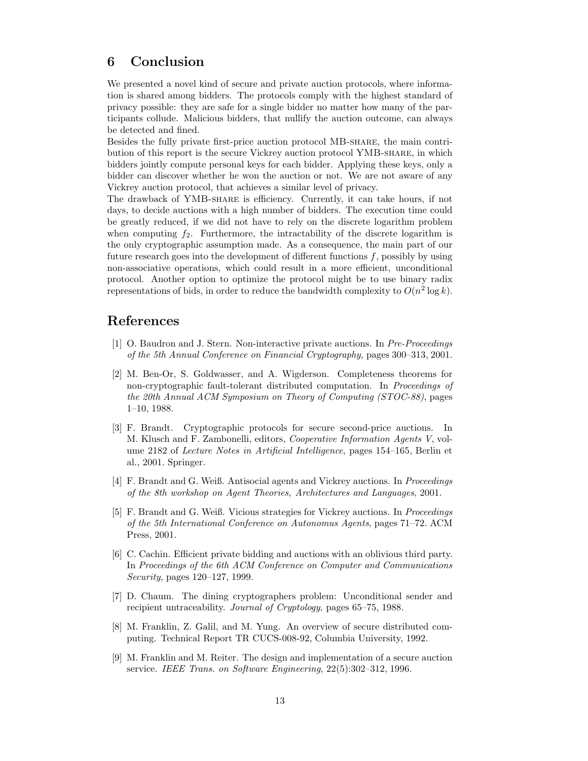## 6 Conclusion

We presented a novel kind of secure and private auction protocols, where information is shared among bidders. The protocols comply with the highest standard of privacy possible: they are safe for a single bidder no matter how many of the participants collude. Malicious bidders, that nullify the auction outcome, can always be detected and fined.

Besides the fully private first-price auction protocol MB-SHARE, the main contribution of this report is the secure Vickrey auction protocol YMB-SHARE, in which bidders jointly compute personal keys for each bidder. Applying these keys, only a bidder can discover whether he won the auction or not. We are not aware of any Vickrey auction protocol, that achieves a similar level of privacy.

The drawback of YMB-SHARE is efficiency. Currently, it can take hours, if not days, to decide auctions with a high number of bidders. The execution time could be greatly reduced, if we did not have to rely on the discrete logarithm problem when computing $f_2$. Furthermore, the intractability of the discrete logarithm is the only cryptographic assumption made. As a consequence, the main part of our future research goes into the development of different functions $f$, possibly by using non-associative operations, which could result in a more efficient, unconditional protocol. Another option to optimize the protocol might be to use binary radix representations of bids, in order to reduce the bandwidth complexity to $O(n^2 \log k)$.

## References

[1] O. Baudron and J. Stern. Non-interactive private auctions. In *Pre-Proceedings of the 5th Annual Conference on Financial Cryptography*, pages 300–313, 2001.

[2] M. Ben-Or, S. Goldwasser, and A. Wigderson. Completeness theorems for non-cryptographic fault-tolerant distributed computation. In *Proceedings of the 20th Annual ACM Symposium on Theory of Computing (STOC-88)*, pages 1–10, 1988.

[3] F. Brandt. Cryptographic protocols for secure second-price auctions. In M. Klusch and F. Zambonelli, editors, *Cooperative Information Agents V*, volume 2182 of *Lecture Notes in Artificial Intelligence*, pages 154–165, Berlin et al., 2001. Springer.

[4] F. Brandt and G. Weiß. Antisocial agents and Vickrey auctions. In *Proceedings of the 8th workshop on Agent Theories, Architectures and Languages*, 2001.

[5] F. Brandt and G. Weiß. Vicious strategies for Vickrey auctions. In *Proceedings of the 5th International Conference on Autonomus Agents*, pages 71–72. ACM Press, 2001.

[6] C. Cachin. Efficient private bidding and auctions with an oblivious third party. In *Proceedings of the 6th ACM Conference on Computer and Communications Security*, pages 120–127, 1999.

[7] D. Chaum. The dining cryptographers problem: Unconditional sender and recipient untraceability. *Journal of Cryptology*, pages 65–75, 1988.

[8] M. Franklin, Z. Galil, and M. Yung. An overview of secure distributed computing. Technical Report TR CUCS-008-92, Columbia University, 1992.

[9] M. Franklin and M. Reiter. The design and implementation of a secure auction service. *IEEE Trans. on Software Engineering*, 22(5):302–312, 1996.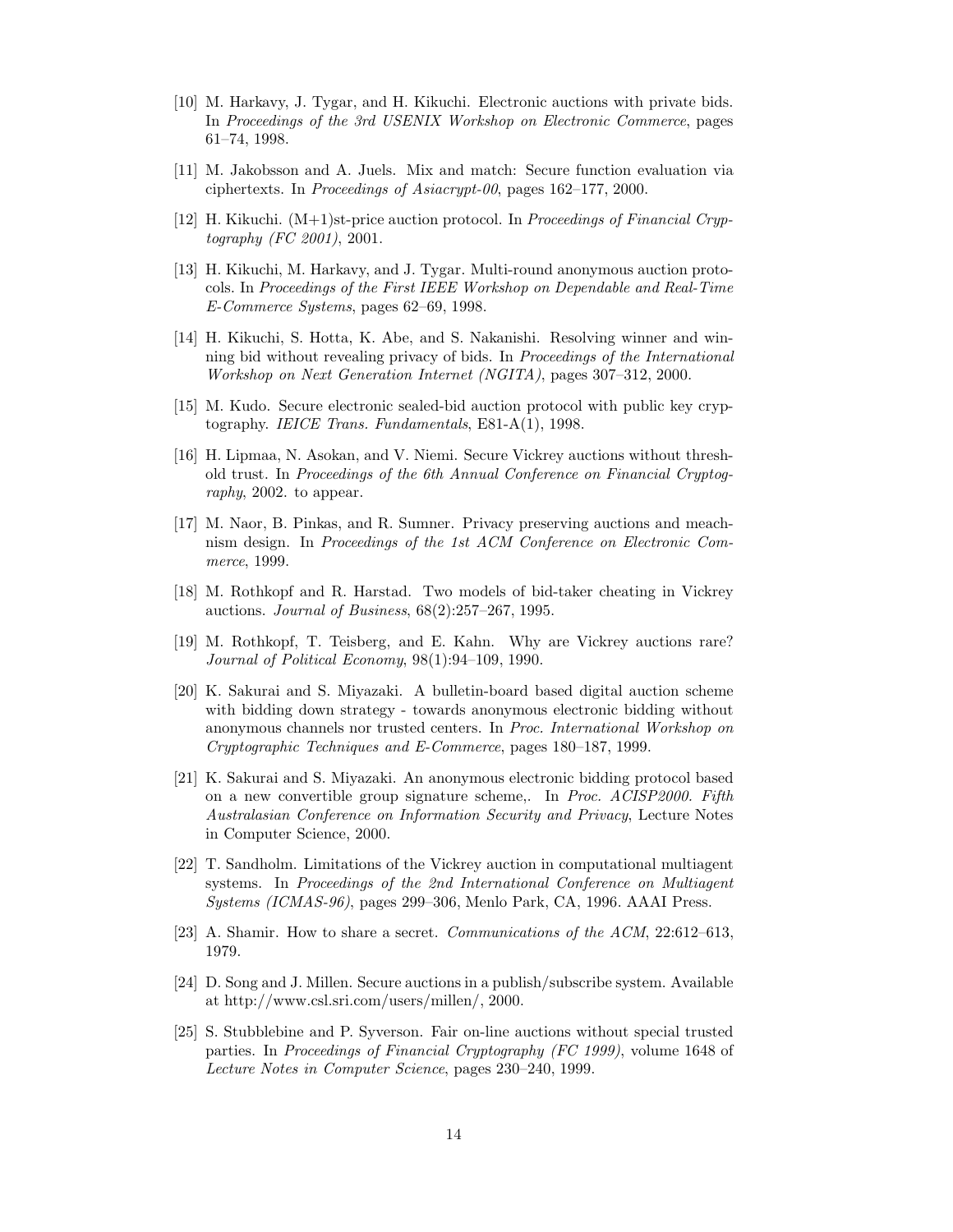[10] M. Harkavy, J. Tygar, and H. Kikuchi. Electronic auctions with private bids. In *Proceedings of the 3rd USENIX Workshop on Electronic Commerce*, pages 61–74, 1998.

[11] M. Jakobsson and A. Juels. Mix and match: Secure function evaluation via ciphertexts. In *Proceedings of Asiacrypt-00*, pages 162–177, 2000.

[12] H. Kikuchi. (M+1)st-price auction protocol. In *Proceedings of Financial Cryptography (FC 2001)*, 2001.

[13] H. Kikuchi, M. Harkavy, and J. Tygar. Multi-round anonymous auction protocols. In *Proceedings of the First IEEE Workshop on Dependable and Real-Time E-Commerce Systems*, pages 62–69, 1998.

[14] H. Kikuchi, S. Hotta, K. Abe, and S. Nakanishi. Resolving winner and winning bid without revealing privacy of bids. In *Proceedings of the International Workshop on Next Generation Internet (NGITA)*, pages 307–312, 2000.

[15] M. Kudo. Secure electronic sealed-bid auction protocol with public key cryptography. *IEICE Trans. Fundamentals*, E81-A(1), 1998.

[16] H. Lipmaa, N. Asokan, and V. Niemi. Secure Vickrey auctions without threshold trust. In *Proceedings of the 6th Annual Conference on Financial Cryptography*, 2002. to appear.

[17] M. Naor, B. Pinkas, and R. Sumner. Privacy preserving auctions and meachnism design. In *Proceedings of the 1st ACM Conference on Electronic Commerce*, 1999.

[18] M. Rothkopf and R. Harstad. Two models of bid-taker cheating in Vickrey auctions. *Journal of Business*, 68(2):257–267, 1995.

[19] M. Rothkopf, T. Teisberg, and E. Kahn. Why are Vickrey auctions rare? *Journal of Political Economy*, 98(1):94–109, 1990.

[20] K. Sakurai and S. Miyazaki. A bulletin-board based digital auction scheme with bidding down strategy - towards anonymous electronic bidding without anonymous channels nor trusted centers. In *Proc. International Workshop on Cryptographic Techniques and E-Commerce*, pages 180–187, 1999.

[21] K. Sakurai and S. Miyazaki. An anonymous electronic bidding protocol based on a new convertible group signature scheme,. In *Proc. ACISP2000. Fifth Australasian Conference on Information Security and Privacy*, Lecture Notes in Computer Science, 2000.

[22] T. Sandholm. Limitations of the Vickrey auction in computational multiagent systems. In *Proceedings of the 2nd International Conference on Multiagent Systems (ICMAS-96)*, pages 299–306, Menlo Park, CA, 1996. AAAI Press.

[23] A. Shamir. How to share a secret. *Communications of the ACM*, 22:612–613, 1979.

[24] D. Song and J. Millen. Secure auctions in a publish/subscribe system. Available at http://www.csl.sri.com/users/millen/, 2000.

[25] S. Stubblebine and P. Syverson. Fair on-line auctions without special trusted parties. In *Proceedings of Financial Cryptography (FC 1999)*, volume 1648 of *Lecture Notes in Computer Science*, pages 230–240, 1999.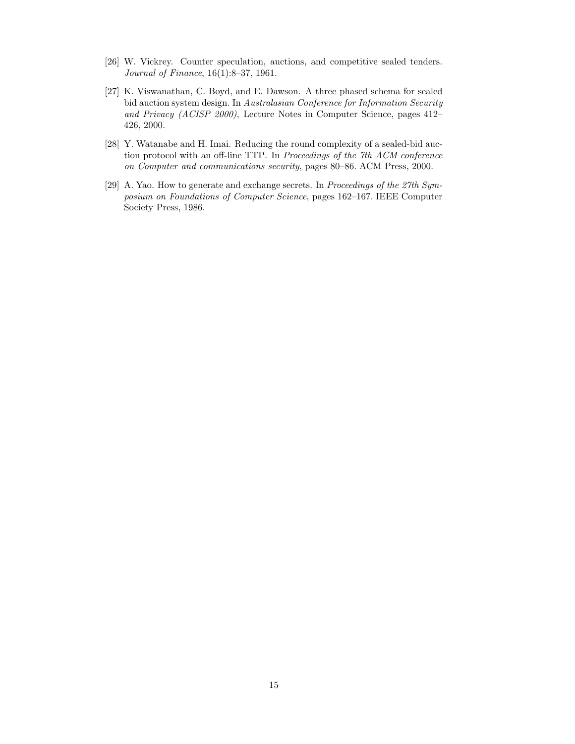[26] W. Vickrey. Counter speculation, auctions, and competitive sealed tenders. *Journal of Finance*, 16(1):8–37, 1961.

[27] K. Viswanathan, C. Boyd, and E. Dawson. A three phased schema for sealed bid auction system design. In *Australasian Conference for Information Security and Privacy (ACISP 2000)*, Lecture Notes in Computer Science, pages 412–426, 2000.

[28] Y. Watanabe and H. Imai. Reducing the round complexity of a sealed-bid auction protocol with an off-line TTP. In *Proceedings of the 7th ACM conference on Computer and communications security*, pages 80–86. ACM Press, 2000.

[29] A. Yao. How to generate and exchange secrets. In *Proceedings of the 27th Symposium on Foundations of Computer Science*, pages 162–167. IEEE Computer Society Press, 1986.